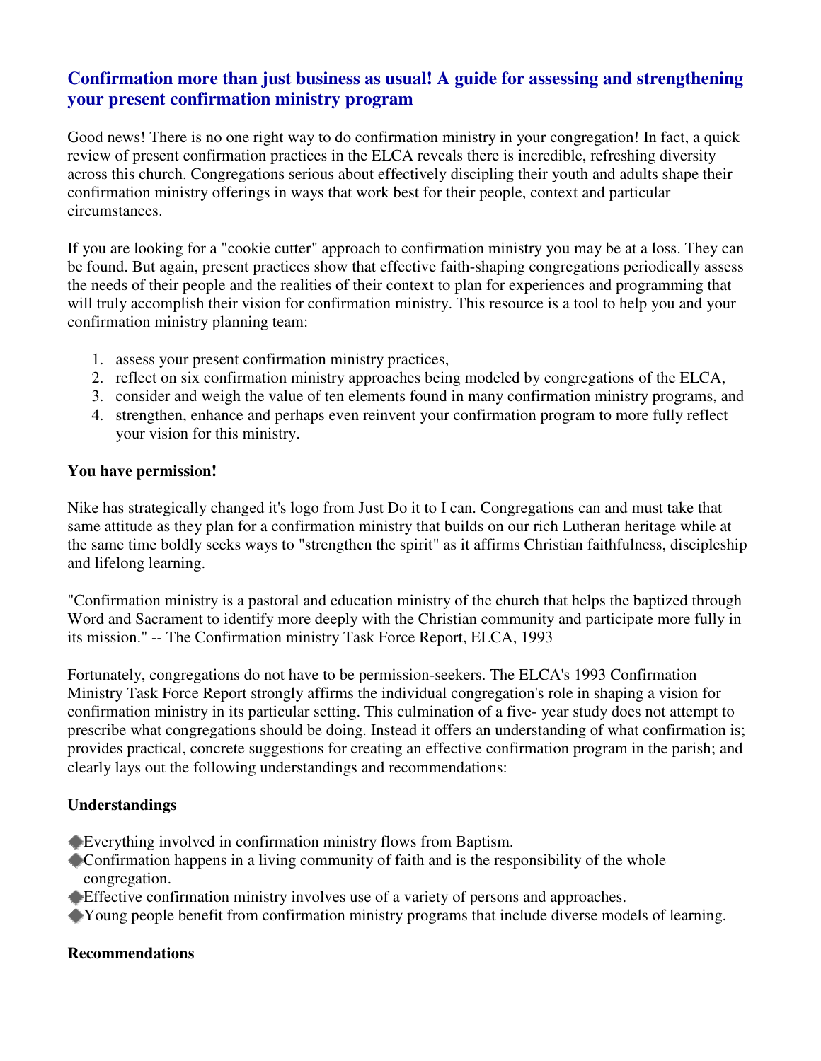# Confirmation more than just business as usual! A guide for assessing and strengthening your present confirmation ministry program

Good news! There is no one right way to do confirmation ministry in your congregation! In fact, a quick review of present confirmation practices in the ELCA reveals there is incredible, refreshing diversity across this church. Congregations serious about effectively discipling their youth and adults shape their confirmation ministry offerings in ways that work best for their people, context and particular circumstances.

If you are looking for a "cookie cutter" approach to confirmation ministry you may be at a loss. They can be found. But again, present practices show that effective faith-shaping congregations periodically assess the needs of their people and the realities of their context to plan for experiences and programming that will truly accomplish their vision for confirmation ministry. This resource is a tool to help you and your confirmation ministry planning team:

1. assess your present confirmation ministry practices,
2. reflect on six confirmation ministry approaches being modeled by congregations of the ELCA,
3. consider and weigh the value of ten elements found in many confirmation ministry programs, and
4. strengthen, enhance and perhaps even reinvent your confirmation program to more fully reflect your vision for this ministry.

**You have permission!**

Nike has strategically changed it's logo from Just Do it to I can. Congregations can and must take that same attitude as they plan for a confirmation ministry that builds on our rich Lutheran heritage while at the same time boldly seeks ways to "strengthen the spirit" as it affirms Christian faithfulness, discipleship and lifelong learning.

"Confirmation ministry is a pastoral and education ministry of the church that helps the baptized through Word and Sacrament to identify more deeply with the Christian community and participate more fully in its mission." -- The Confirmation ministry Task Force Report, ELCA, 1993

Fortunately, congregations do not have to be permission-seekers. The ELCA's 1993 Confirmation Ministry Task Force Report strongly affirms the individual congregation's role in shaping a vision for confirmation ministry in its particular setting. This culmination of a five- year study does not attempt to prescribe what congregations should be doing. Instead it offers an understanding of what confirmation is; provides practical, concrete suggestions for creating an effective confirmation program in the parish; and clearly lays out the following understandings and recommendations:

**Understandings**

- Everything involved in confirmation ministry flows from Baptism.
- Confirmation happens in a living community of faith and is the responsibility of the whole congregation.
- Effective confirmation ministry involves use of a variety of persons and approaches.
- Young people benefit from confirmation ministry programs that include diverse models of learning.

**Recommendations**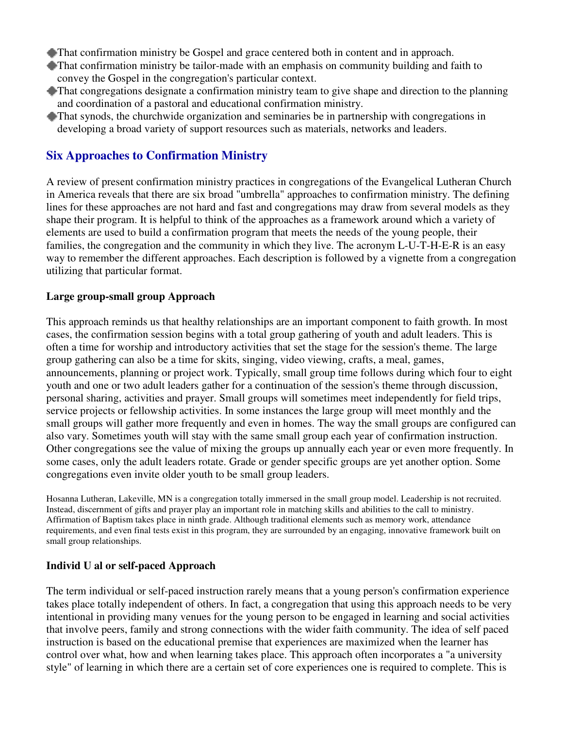- That confirmation ministry be Gospel and grace centered both in content and in approach.
- That confirmation ministry be tailor-made with an emphasis on community building and faith to convey the Gospel in the congregation's particular context.
- That congregations designate a confirmation ministry team to give shape and direction to the planning and coordination of a pastoral and educational confirmation ministry.
- That synods, the churchwide organization and seminaries be in partnership with congregations in developing a broad variety of support resources such as materials, networks and leaders.

## Six Approaches to Confirmation Ministry

A review of present confirmation ministry practices in congregations of the Evangelical Lutheran Church in America reveals that there are six broad "umbrella" approaches to confirmation ministry. The defining lines for these approaches are not hard and fast and congregations may draw from several models as they shape their program. It is helpful to think of the approaches as a framework around which a variety of elements are used to build a confirmation program that meets the needs of the young people, their families, the congregation and the community in which they live. The acronym L-U-T-H-E-R is an easy way to remember the different approaches. Each description is followed by a vignette from a congregation utilizing that particular format.

### Large group-small group Approach

This approach reminds us that healthy relationships are an important component to faith growth. In most cases, the confirmation session begins with a total group gathering of youth and adult leaders. This is often a time for worship and introductory activities that set the stage for the session's theme. The large group gathering can also be a time for skits, singing, video viewing, crafts, a meal, games, announcements, planning or project work. Typically, small group time follows during which four to eight youth and one or two adult leaders gather for a continuation of the session's theme through discussion, personal sharing, activities and prayer. Small groups will sometimes meet independently for field trips, service projects or fellowship activities. In some instances the large group will meet monthly and the small groups will gather more frequently and even in homes. The way the small groups are configured can also vary. Sometimes youth will stay with the same small group each year of confirmation instruction. Other congregations see the value of mixing the groups up annually each year or even more frequently. In some cases, only the adult leaders rotate. Grade or gender specific groups are yet another option. Some congregations even invite older youth to be small group leaders.

Hosanna Lutheran, Lakeville, MN is a congregation totally immersed in the small group model. Leadership is not recruited. Instead, discernment of gifts and prayer play an important role in matching skills and abilities to the call to ministry. Affirmation of Baptism takes place in ninth grade. Although traditional elements such as memory work, attendance requirements, and even final tests exist in this program, they are surrounded by an engaging, innovative framework built on small group relationships.

### Individ U al or self-paced Approach

The term individual or self-paced instruction rarely means that a young person's confirmation experience takes place totally independent of others. In fact, a congregation that using this approach needs to be very intentional in providing many venues for the young person to be engaged in learning and social activities that involve peers, family and strong connections with the wider faith community. The idea of self paced instruction is based on the educational premise that experiences are maximized when the learner has control over what, how and when learning takes place. This approach often incorporates a "a university style" of learning in which there are a certain set of core experiences one is required to complete. This is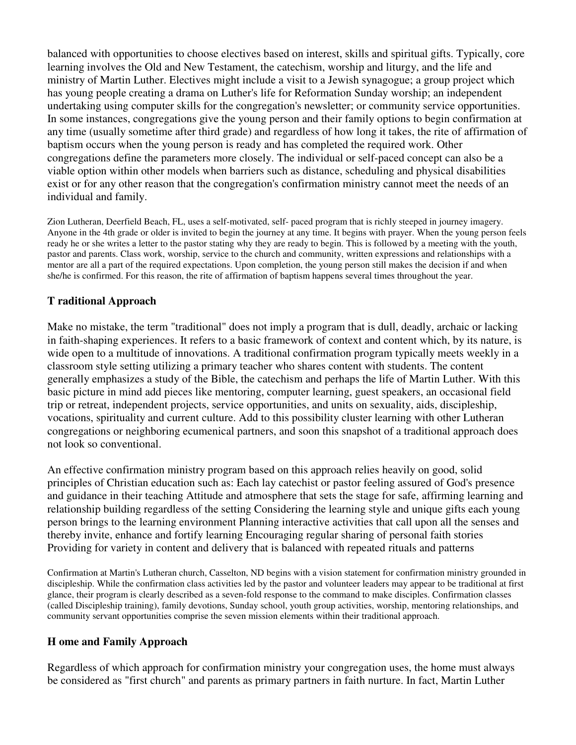balanced with opportunities to choose electives based on interest, skills and spiritual gifts. Typically, core learning involves the Old and New Testament, the catechism, worship and liturgy, and the life and ministry of Martin Luther. Electives might include a visit to a Jewish synagogue; a group project which has young people creating a drama on Luther's life for Reformation Sunday worship; an independent undertaking using computer skills for the congregation's newsletter; or community service opportunities. In some instances, congregations give the young person and their family options to begin confirmation at any time (usually sometime after third grade) and regardless of how long it takes, the rite of affirmation of baptism occurs when the young person is ready and has completed the required work. Other congregations define the parameters more closely. The individual or self-paced concept can also be a viable option within other models when barriers such as distance, scheduling and physical disabilities exist or for any other reason that the congregation's confirmation ministry cannot meet the needs of an individual and family.

Zion Lutheran, Deerfield Beach, FL, uses a self-motivated, self- paced program that is richly steeped in journey imagery. Anyone in the 4th grade or older is invited to begin the journey at any time. It begins with prayer. When the young person feels ready he or she writes a letter to the pastor stating why they are ready to begin. This is followed by a meeting with the youth, pastor and parents. Class work, worship, service to the church and community, written expressions and relationships with a mentor are all a part of the required expectations. Upon completion, the young person still makes the decision if and when she/he is confirmed. For this reason, the rite of affirmation of baptism happens several times throughout the year.

### Traditional Approach

Make no mistake, the term "traditional" does not imply a program that is dull, deadly, archaic or lacking in faith-shaping experiences. It refers to a basic framework of context and content which, by its nature, is wide open to a multitude of innovations. A traditional confirmation program typically meets weekly in a classroom style setting utilizing a primary teacher who shares content with students. The content generally emphasizes a study of the Bible, the catechism and perhaps the life of Martin Luther. With this basic picture in mind add pieces like mentoring, computer learning, guest speakers, an occasional field trip or retreat, independent projects, service opportunities, and units on sexuality, aids, discipleship, vocations, spirituality and current culture. Add to this possibility cluster learning with other Lutheran congregations or neighboring ecumenical partners, and soon this snapshot of a traditional approach does not look so conventional.

An effective confirmation ministry program based on this approach relies heavily on good, solid principles of Christian education such as: Each lay catechist or pastor feeling assured of God's presence and guidance in their teaching Attitude and atmosphere that sets the stage for safe, affirming learning and relationship building regardless of the setting Considering the learning style and unique gifts each young person brings to the learning environment Planning interactive activities that call upon all the senses and thereby invite, enhance and fortify learning Encouraging regular sharing of personal faith stories Providing for variety in content and delivery that is balanced with repeated rituals and patterns

Confirmation at Martin's Lutheran church, Casselton, ND begins with a vision statement for confirmation ministry grounded in discipleship. While the confirmation class activities led by the pastor and volunteer leaders may appear to be traditional at first glance, their program is clearly described as a seven-fold response to the command to make disciples. Confirmation classes (called Discipleship training), family devotions, Sunday school, youth group activities, worship, mentoring relationships, and community servant opportunities comprise the seven mission elements within their traditional approach.

### Home and Family Approach

Regardless of which approach for confirmation ministry your congregation uses, the home must always be considered as "first church" and parents as primary partners in faith nurture. In fact, Martin Luther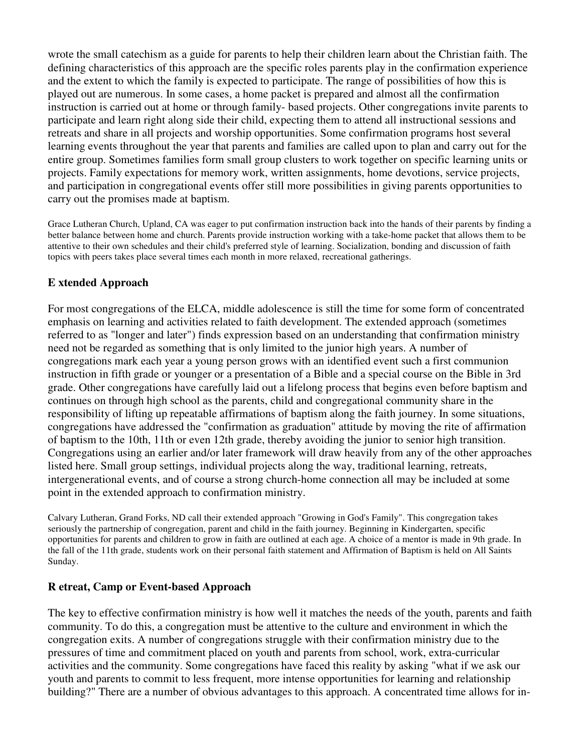wrote the small catechism as a guide for parents to help their children learn about the Christian faith. The defining characteristics of this approach are the specific roles parents play in the confirmation experience and the extent to which the family is expected to participate. The range of possibilities of how this is played out are numerous. In some cases, a home packet is prepared and almost all the confirmation instruction is carried out at home or through family- based projects. Other congregations invite parents to participate and learn right along side their child, expecting them to attend all instructional sessions and retreats and share in all projects and worship opportunities. Some confirmation programs host several learning events throughout the year that parents and families are called upon to plan and carry out for the entire group. Sometimes families form small group clusters to work together on specific learning units or projects. Family expectations for memory work, written assignments, home devotions, service projects, and participation in congregational events offer still more possibilities in giving parents opportunities to carry out the promises made at baptism.

Grace Lutheran Church, Upland, CA was eager to put confirmation instruction back into the hands of their parents by finding a better balance between home and church. Parents provide instruction working with a take-home packet that allows them to be attentive to their own schedules and their child's preferred style of learning. Socialization, bonding and discussion of faith topics with peers takes place several times each month in more relaxed, recreational gatherings.

### E xtended Approach

For most congregations of the ELCA, middle adolescence is still the time for some form of concentrated emphasis on learning and activities related to faith development. The extended approach (sometimes referred to as "longer and later") finds expression based on an understanding that confirmation ministry need not be regarded as something that is only limited to the junior high years. A number of congregations mark each year a young person grows with an identified event such a first communion instruction in fifth grade or younger or a presentation of a Bible and a special course on the Bible in 3rd grade. Other congregations have carefully laid out a lifelong process that begins even before baptism and continues on through high school as the parents, child and congregational community share in the responsibility of lifting up repeatable affirmations of baptism along the faith journey. In some situations, congregations have addressed the "confirmation as graduation" attitude by moving the rite of affirmation of baptism to the 10th, 11th or even 12th grade, thereby avoiding the junior to senior high transition. Congregations using an earlier and/or later framework will draw heavily from any of the other approaches listed here. Small group settings, individual projects along the way, traditional learning, retreats, intergenerational events, and of course a strong church-home connection all may be included at some point in the extended approach to confirmation ministry.

Calvary Lutheran, Grand Forks, ND call their extended approach "Growing in God's Family". This congregation takes seriously the partnership of congregation, parent and child in the faith journey. Beginning in Kindergarten, specific opportunities for parents and children to grow in faith are outlined at each age. A choice of a mentor is made in 9th grade. In the fall of the 11th grade, students work on their personal faith statement and Affirmation of Baptism is held on All Saints Sunday.

### R etreat, Camp or Event-based Approach

The key to effective confirmation ministry is how well it matches the needs of the youth, parents and faith community. To do this, a congregation must be attentive to the culture and environment in which the congregation exits. A number of congregations struggle with their confirmation ministry due to the pressures of time and commitment placed on youth and parents from school, work, extra-curricular activities and the community. Some congregations have faced this reality by asking "what if we ask our youth and parents to commit to less frequent, more intense opportunities for learning and relationship building?" There are a number of obvious advantages to this approach. A concentrated time allows for in-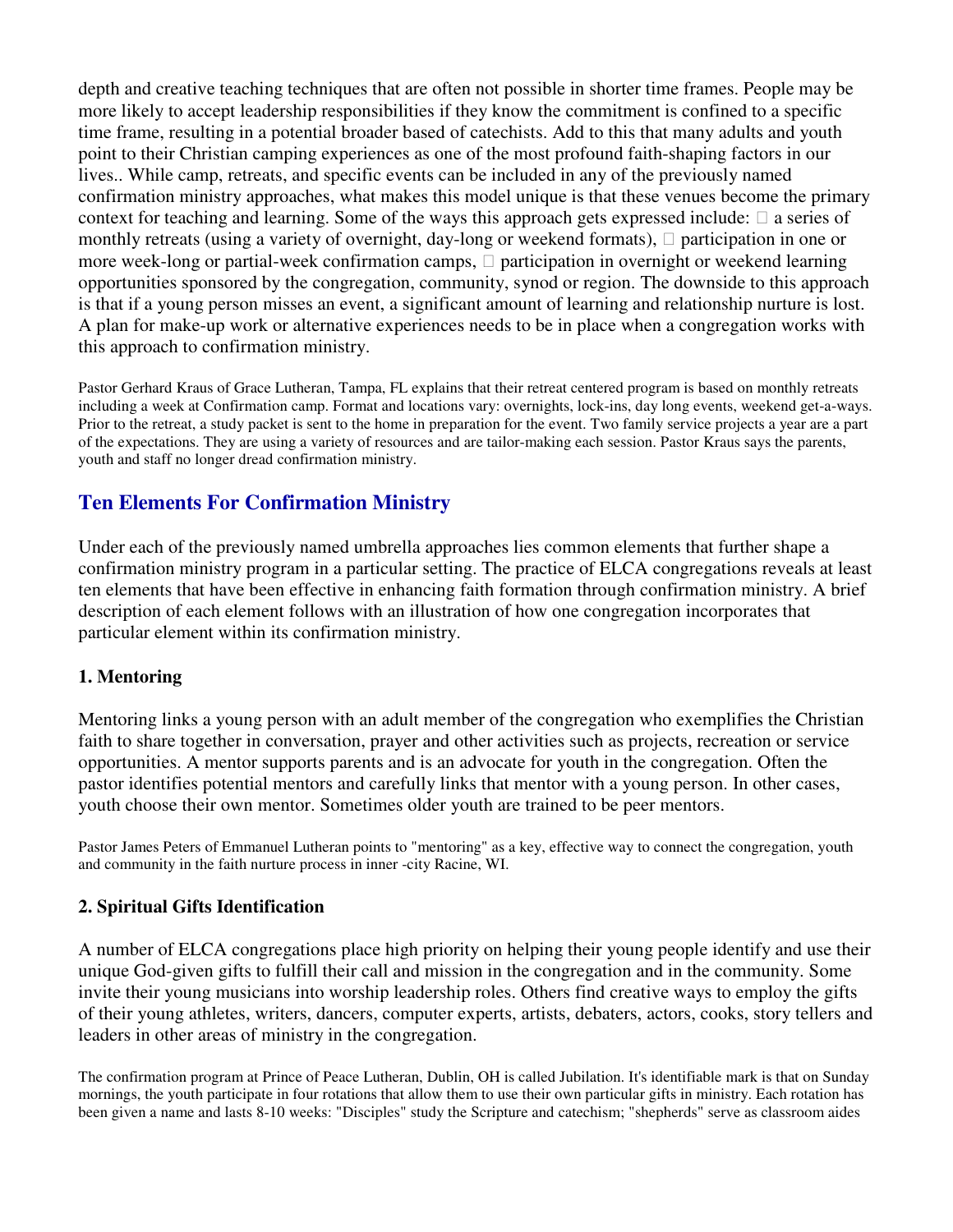depth and creative teaching techniques that are often not possible in shorter time frames. People may be more likely to accept leadership responsibilities if they know the commitment is confined to a specific time frame, resulting in a potential broader based of catechists. Add to this that many adults and youth point to their Christian camping experiences as one of the most profound faith-shaping factors in our lives.. While camp, retreats, and specific events can be included in any of the previously named confirmation ministry approaches, what makes this model unique is that these venues become the primary context for teaching and learning. Some of the ways this approach gets expressed include:  a series of monthly retreats (using a variety of overnight, day-long or weekend formats),  participation in one or more week-long or partial-week confirmation camps,  participation in overnight or weekend learning opportunities sponsored by the congregation, community, synod or region. The downside to this approach is that if a young person misses an event, a significant amount of learning and relationship nurture is lost. A plan for make-up work or alternative experiences needs to be in place when a congregation works with this approach to confirmation ministry.

Pastor Gerhard Kraus of Grace Lutheran, Tampa, FL explains that their retreat centered program is based on monthly retreats including a week at Confirmation camp. Format and locations vary: overnights, lock-ins, day long events, weekend get-a-ways. Prior to the retreat, a study packet is sent to the home in preparation for the event. Two family service projects a year are a part of the expectations. They are using a variety of resources and are tailor-making each session. Pastor Kraus says the parents, youth and staff no longer dread confirmation ministry.

## Ten Elements For Confirmation Ministry

Under each of the previously named umbrella approaches lies common elements that further shape a confirmation ministry program in a particular setting. The practice of ELCA congregations reveals at least ten elements that have been effective in enhancing faith formation through confirmation ministry. A brief description of each element follows with an illustration of how one congregation incorporates that particular element within its confirmation ministry.

### 1. Mentoring

Mentoring links a young person with an adult member of the congregation who exemplifies the Christian faith to share together in conversation, prayer and other activities such as projects, recreation or service opportunities. A mentor supports parents and is an advocate for youth in the congregation. Often the pastor identifies potential mentors and carefully links that mentor with a young person. In other cases, youth choose their own mentor. Sometimes older youth are trained to be peer mentors.

Pastor James Peters of Emmanuel Lutheran points to "mentoring" as a key, effective way to connect the congregation, youth and community in the faith nurture process in inner -city Racine, WI.

### 2. Spiritual Gifts Identification

A number of ELCA congregations place high priority on helping their young people identify and use their unique God-given gifts to fulfill their call and mission in the congregation and in the community. Some invite their young musicians into worship leadership roles. Others find creative ways to employ the gifts of their young athletes, writers, dancers, computer experts, artists, debaters, actors, cooks, story tellers and leaders in other areas of ministry in the congregation.

The confirmation program at Prince of Peace Lutheran, Dublin, OH is called Jubilation. It's identifiable mark is that on Sunday mornings, the youth participate in four rotations that allow them to use their own particular gifts in ministry. Each rotation has been given a name and lasts 8-10 weeks: "Disciples" study the Scripture and catechism; "shepherds" serve as classroom aides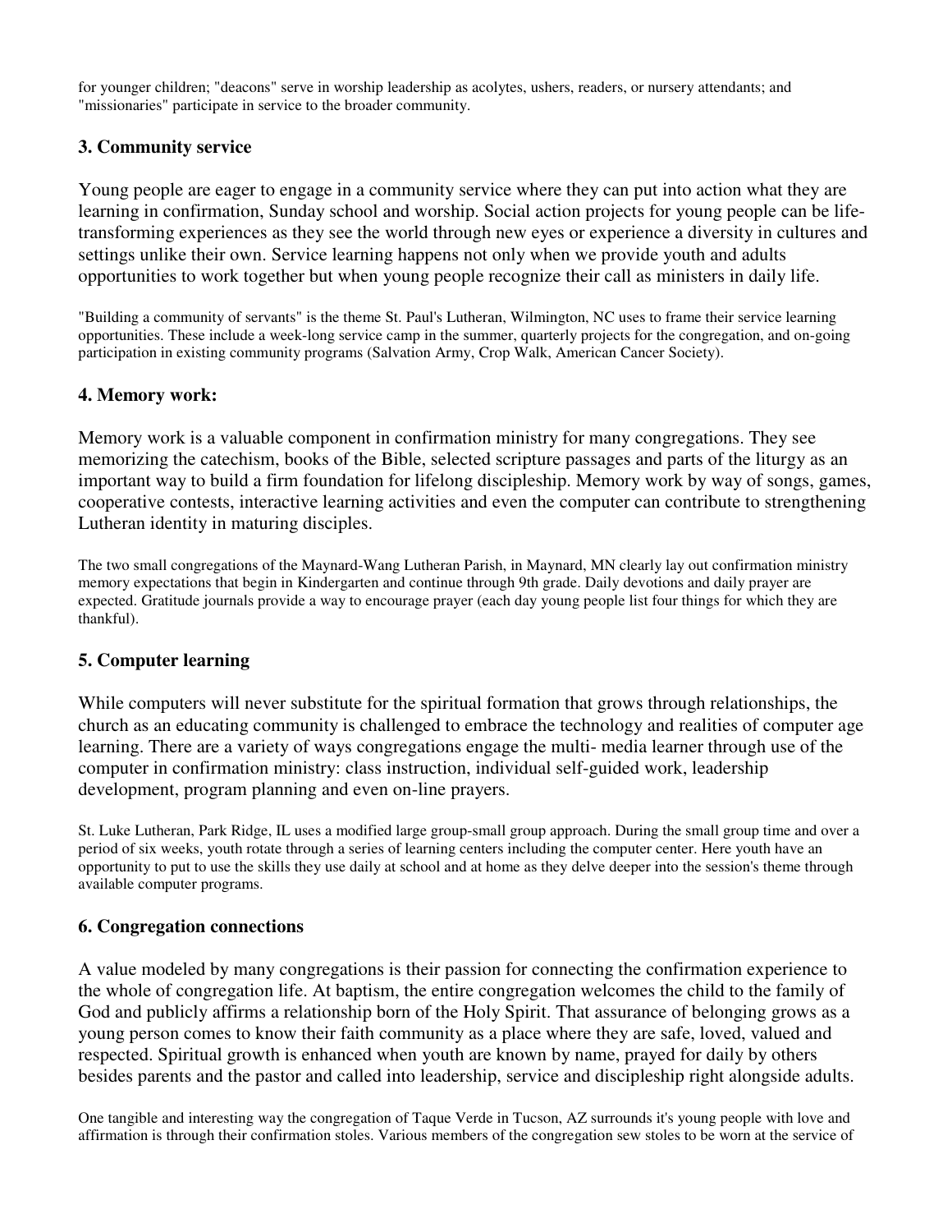for younger children; "deacons" serve in worship leadership as acolytes, ushers, readers, or nursery attendants; and "missionaries" participate in service to the broader community.

### 3. Community service

Young people are eager to engage in a community service where they can put into action what they are learning in confirmation, Sunday school and worship. Social action projects for young people can be life-transforming experiences as they see the world through new eyes or experience a diversity in cultures and settings unlike their own. Service learning happens not only when we provide youth and adults opportunities to work together but when young people recognize their call as ministers in daily life.

"Building a community of servants" is the theme St. Paul's Lutheran, Wilmington, NC uses to frame their service learning opportunities. These include a week-long service camp in the summer, quarterly projects for the congregation, and on-going participation in existing community programs (Salvation Army, Crop Walk, American Cancer Society).

### 4. Memory work:

Memory work is a valuable component in confirmation ministry for many congregations. They see memorizing the catechism, books of the Bible, selected scripture passages and parts of the liturgy as an important way to build a firm foundation for lifelong discipleship. Memory work by way of songs, games, cooperative contests, interactive learning activities and even the computer can contribute to strengthening Lutheran identity in maturing disciples.

The two small congregations of the Maynard-Wang Lutheran Parish, in Maynard, MN clearly lay out confirmation ministry memory expectations that begin in Kindergarten and continue through 9th grade. Daily devotions and daily prayer are expected. Gratitude journals provide a way to encourage prayer (each day young people list four things for which they are thankful).

### 5. Computer learning

While computers will never substitute for the spiritual formation that grows through relationships, the church as an educating community is challenged to embrace the technology and realities of computer age learning. There are a variety of ways congregations engage the multi- media learner through use of the computer in confirmation ministry: class instruction, individual self-guided work, leadership development, program planning and even on-line prayers.

St. Luke Lutheran, Park Ridge, IL uses a modified large group-small group approach. During the small group time and over a period of six weeks, youth rotate through a series of learning centers including the computer center. Here youth have an opportunity to put to use the skills they use daily at school and at home as they delve deeper into the session's theme through available computer programs.

### 6. Congregation connections

A value modeled by many congregations is their passion for connecting the confirmation experience to the whole of congregation life. At baptism, the entire congregation welcomes the child to the family of God and publicly affirms a relationship born of the Holy Spirit. That assurance of belonging grows as a young person comes to know their faith community as a place where they are safe, loved, valued and respected. Spiritual growth is enhanced when youth are known by name, prayed for daily by others besides parents and the pastor and called into leadership, service and discipleship right alongside adults.

One tangible and interesting way the congregation of Taque Verde in Tucson, AZ surrounds it's young people with love and affirmation is through their confirmation stoles. Various members of the congregation sew stoles to be worn at the service of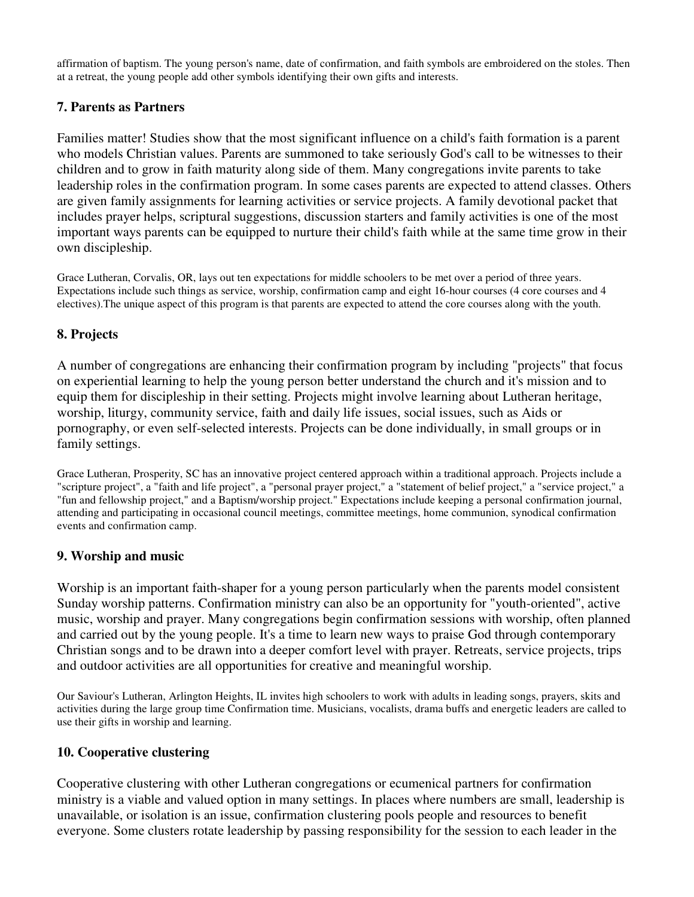affirmation of baptism. The young person's name, date of confirmation, and faith symbols are embroidered on the stoles. Then at a retreat, the young people add other symbols identifying their own gifts and interests.

### 7. Parents as Partners

Families matter! Studies show that the most significant influence on a child's faith formation is a parent who models Christian values. Parents are summoned to take seriously God's call to be witnesses to their children and to grow in faith maturity along side of them. Many congregations invite parents to take leadership roles in the confirmation program. In some cases parents are expected to attend classes. Others are given family assignments for learning activities or service projects. A family devotional packet that includes prayer helps, scriptural suggestions, discussion starters and family activities is one of the most important ways parents can be equipped to nurture their child's faith while at the same time grow in their own discipleship.

Grace Lutheran, Corvalis, OR, lays out ten expectations for middle schoolers to be met over a period of three years. Expectations include such things as service, worship, confirmation camp and eight 16-hour courses (4 core courses and 4 electives).The unique aspect of this program is that parents are expected to attend the core courses along with the youth.

### 8. Projects

A number of congregations are enhancing their confirmation program by including "projects" that focus on experiential learning to help the young person better understand the church and it's mission and to equip them for discipleship in their setting. Projects might involve learning about Lutheran heritage, worship, liturgy, community service, faith and daily life issues, social issues, such as Aids or pornography, or even self-selected interests. Projects can be done individually, in small groups or in family settings.

Grace Lutheran, Prosperity, SC has an innovative project centered approach within a traditional approach. Projects include a "scripture project", a "faith and life project", a "personal prayer project," a "statement of belief project," a "service project," a "fun and fellowship project," and a Baptism/worship project." Expectations include keeping a personal confirmation journal, attending and participating in occasional council meetings, committee meetings, home communion, synodical confirmation events and confirmation camp.

### 9. Worship and music

Worship is an important faith-shaper for a young person particularly when the parents model consistent Sunday worship patterns. Confirmation ministry can also be an opportunity for "youth-oriented", active music, worship and prayer. Many congregations begin confirmation sessions with worship, often planned and carried out by the young people. It's a time to learn new ways to praise God through contemporary Christian songs and to be drawn into a deeper comfort level with prayer. Retreats, service projects, trips and outdoor activities are all opportunities for creative and meaningful worship.

Our Saviour's Lutheran, Arlington Heights, IL invites high schoolers to work with adults in leading songs, prayers, skits and activities during the large group time Confirmation time. Musicians, vocalists, drama buffs and energetic leaders are called to use their gifts in worship and learning.

### 10. Cooperative clustering

Cooperative clustering with other Lutheran congregations or ecumenical partners for confirmation ministry is a viable and valued option in many settings. In places where numbers are small, leadership is unavailable, or isolation is an issue, confirmation clustering pools people and resources to benefit everyone. Some clusters rotate leadership by passing responsibility for the session to each leader in the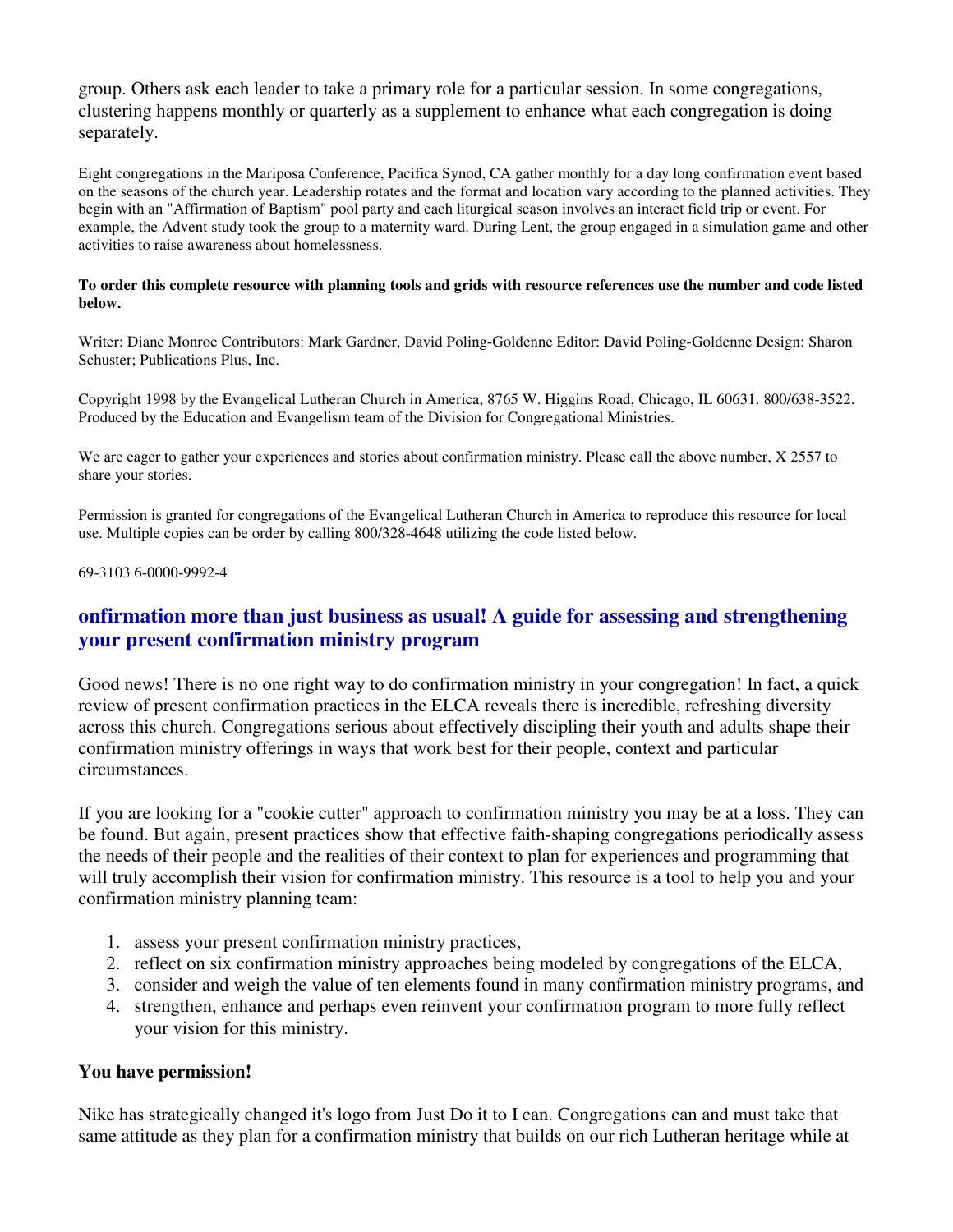group. Others ask each leader to take a primary role for a particular session. In some congregations, clustering happens monthly or quarterly as a supplement to enhance what each congregation is doing separately.

Eight congregations in the Mariposa Conference, Pacifica Synod, CA gather monthly for a day long confirmation event based on the seasons of the church year. Leadership rotates and the format and location vary according to the planned activities. They begin with an "Affirmation of Baptism" pool party and each liturgical season involves an interact field trip or event. For example, the Advent study took the group to a maternity ward. During Lent, the group engaged in a simulation game and other activities to raise awareness about homelessness.

**To order this complete resource with planning tools and grids with resource references use the number and code listed below.**

Writer: Diane Monroe Contributors: Mark Gardner, David Poling-Goldenne Editor: David Poling-Goldenne Design: Sharon Schuster; Publications Plus, Inc.

Copyright 1998 by the Evangelical Lutheran Church in America, 8765 W. Higgins Road, Chicago, IL 60631. 800/638-3522. Produced by the Education and Evangelism team of the Division for Congregational Ministries.

We are eager to gather your experiences and stories about confirmation ministry. Please call the above number, X 2557 to share your stories.

Permission is granted for congregations of the Evangelical Lutheran Church in America to reproduce this resource for local use. Multiple copies can be order by calling 800/328-4648 utilizing the code listed below.

69-3103 6-0000-9992-4

## onfirmation more than just business as usual! A guide for assessing and strengthening your present confirmation ministry program

Good news! There is no one right way to do confirmation ministry in your congregation! In fact, a quick review of present confirmation practices in the ELCA reveals there is incredible, refreshing diversity across this church. Congregations serious about effectively discipling their youth and adults shape their confirmation ministry offerings in ways that work best for their people, context and particular circumstances.

If you are looking for a "cookie cutter" approach to confirmation ministry you may be at a loss. They can be found. But again, present practices show that effective faith-shaping congregations periodically assess the needs of their people and the realities of their context to plan for experiences and programming that will truly accomplish their vision for confirmation ministry. This resource is a tool to help you and your confirmation ministry planning team:

1. assess your present confirmation ministry practices,
2. reflect on six confirmation ministry approaches being modeled by congregations of the ELCA,
3. consider and weigh the value of ten elements found in many confirmation ministry programs, and
4. strengthen, enhance and perhaps even reinvent your confirmation program to more fully reflect your vision for this ministry.

**You have permission!**

Nike has strategically changed it's logo from Just Do it to I can. Congregations can and must take that same attitude as they plan for a confirmation ministry that builds on our rich Lutheran heritage while at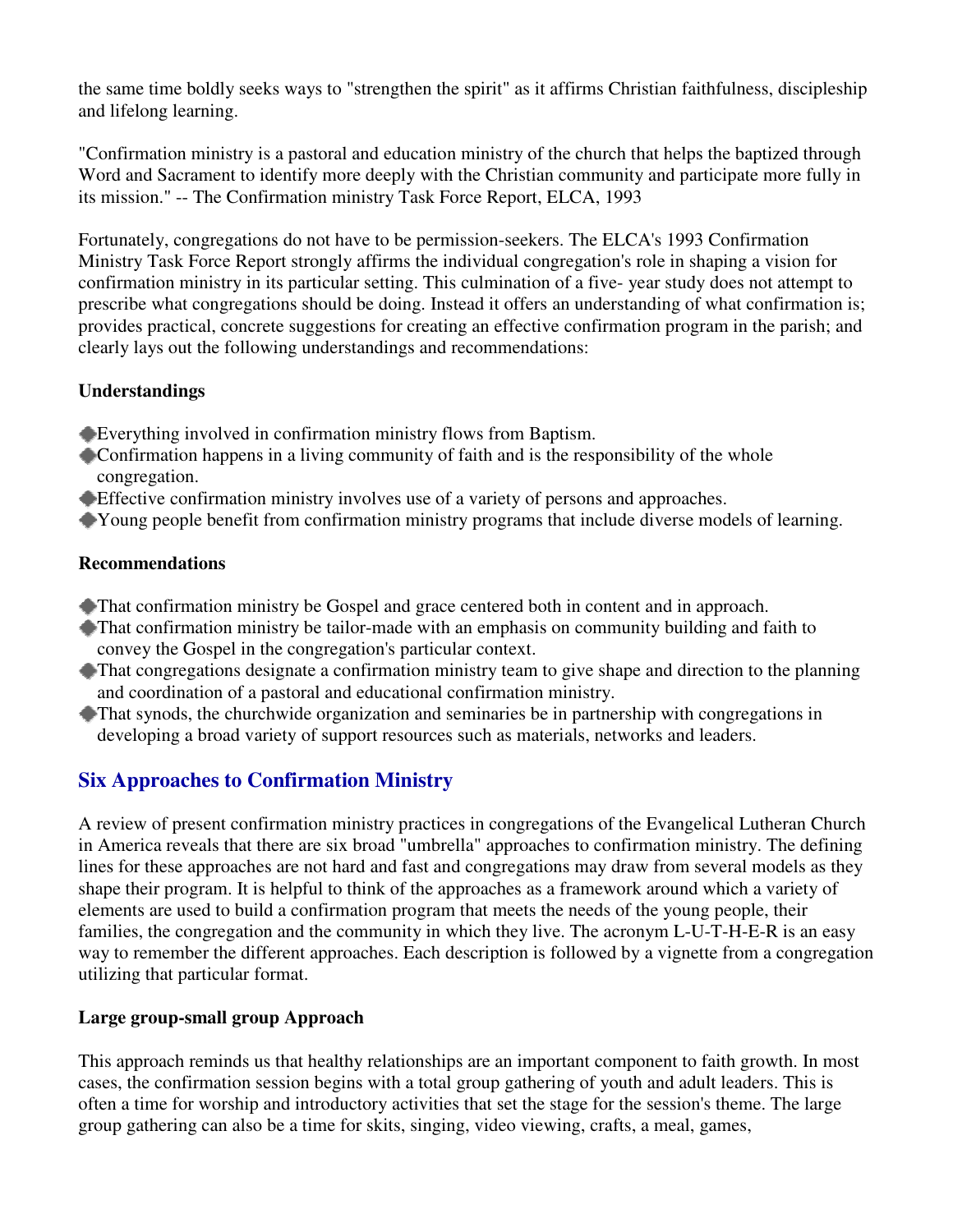the same time boldly seeks ways to "strengthen the spirit" as it affirms Christian faithfulness, discipleship and lifelong learning.

"Confirmation ministry is a pastoral and education ministry of the church that helps the baptized through Word and Sacrament to identify more deeply with the Christian community and participate more fully in its mission." -- The Confirmation ministry Task Force Report, ELCA, 1993

Fortunately, congregations do not have to be permission-seekers. The ELCA's 1993 Confirmation Ministry Task Force Report strongly affirms the individual congregation's role in shaping a vision for confirmation ministry in its particular setting. This culmination of a five- year study does not attempt to prescribe what congregations should be doing. Instead it offers an understanding of what confirmation is; provides practical, concrete suggestions for creating an effective confirmation program in the parish; and clearly lays out the following understandings and recommendations:

**Understandings**

- Everything involved in confirmation ministry flows from Baptism.
- Confirmation happens in a living community of faith and is the responsibility of the whole congregation.
- Effective confirmation ministry involves use of a variety of persons and approaches.
- Young people benefit from confirmation ministry programs that include diverse models of learning.

**Recommendations**

- That confirmation ministry be Gospel and grace centered both in content and in approach.
- That confirmation ministry be tailor-made with an emphasis on community building and faith to convey the Gospel in the congregation's particular context.
- That congregations designate a confirmation ministry team to give shape and direction to the planning and coordination of a pastoral and educational confirmation ministry.
- That synods, the churchwide organization and seminaries be in partnership with congregations in developing a broad variety of support resources such as materials, networks and leaders.

## Six Approaches to Confirmation Ministry

A review of present confirmation ministry practices in congregations of the Evangelical Lutheran Church in America reveals that there are six broad "umbrella" approaches to confirmation ministry. The defining lines for these approaches are not hard and fast and congregations may draw from several models as they shape their program. It is helpful to think of the approaches as a framework around which a variety of elements are used to build a confirmation program that meets the needs of the young people, their families, the congregation and the community in which they live. The acronym L-U-T-H-E-R is an easy way to remember the different approaches. Each description is followed by a vignette from a congregation utilizing that particular format.

**Large group-small group Approach**

This approach reminds us that healthy relationships are an important component to faith growth. In most cases, the confirmation session begins with a total group gathering of youth and adult leaders. This is often a time for worship and introductory activities that set the stage for the session's theme. The large group gathering can also be a time for skits, singing, video viewing, crafts, a meal, games,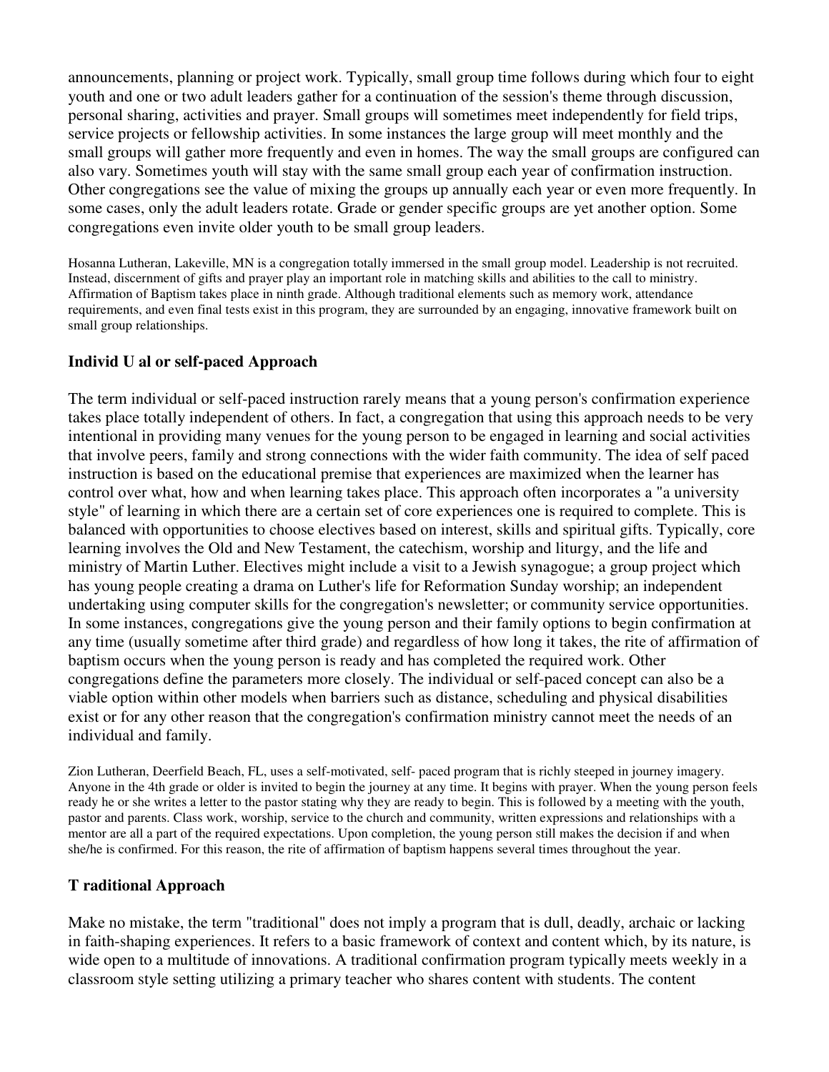announcements, planning or project work. Typically, small group time follows during which four to eight youth and one or two adult leaders gather for a continuation of the session's theme through discussion, personal sharing, activities and prayer. Small groups will sometimes meet independently for field trips, service projects or fellowship activities. In some instances the large group will meet monthly and the small groups will gather more frequently and even in homes. The way the small groups are configured can also vary. Sometimes youth will stay with the same small group each year of confirmation instruction. Other congregations see the value of mixing the groups up annually each year or even more frequently. In some cases, only the adult leaders rotate. Grade or gender specific groups are yet another option. Some congregations even invite older youth to be small group leaders.

Hosanna Lutheran, Lakeville, MN is a congregation totally immersed in the small group model. Leadership is not recruited. Instead, discernment of gifts and prayer play an important role in matching skills and abilities to the call to ministry. Affirmation of Baptism takes place in ninth grade. Although traditional elements such as memory work, attendance requirements, and even final tests exist in this program, they are surrounded by an engaging, innovative framework built on small group relationships.

### Individ U al or self-paced Approach

The term individual or self-paced instruction rarely means that a young person's confirmation experience takes place totally independent of others. In fact, a congregation that using this approach needs to be very intentional in providing many venues for the young person to be engaged in learning and social activities that involve peers, family and strong connections with the wider faith community. The idea of self paced instruction is based on the educational premise that experiences are maximized when the learner has control over what, how and when learning takes place. This approach often incorporates a "a university style" of learning in which there are a certain set of core experiences one is required to complete. This is balanced with opportunities to choose electives based on interest, skills and spiritual gifts. Typically, core learning involves the Old and New Testament, the catechism, worship and liturgy, and the life and ministry of Martin Luther. Electives might include a visit to a Jewish synagogue; a group project which has young people creating a drama on Luther's life for Reformation Sunday worship; an independent undertaking using computer skills for the congregation's newsletter; or community service opportunities. In some instances, congregations give the young person and their family options to begin confirmation at any time (usually sometime after third grade) and regardless of how long it takes, the rite of affirmation of baptism occurs when the young person is ready and has completed the required work. Other congregations define the parameters more closely. The individual or self-paced concept can also be a viable option within other models when barriers such as distance, scheduling and physical disabilities exist or for any other reason that the congregation's confirmation ministry cannot meet the needs of an individual and family.

Zion Lutheran, Deerfield Beach, FL, uses a self-motivated, self- paced program that is richly steeped in journey imagery. Anyone in the 4th grade or older is invited to begin the journey at any time. It begins with prayer. When the young person feels ready he or she writes a letter to the pastor stating why they are ready to begin. This is followed by a meeting with the youth, pastor and parents. Class work, worship, service to the church and community, written expressions and relationships with a mentor are all a part of the required expectations. Upon completion, the young person still makes the decision if and when she/he is confirmed. For this reason, the rite of affirmation of baptism happens several times throughout the year.

### T raditional Approach

Make no mistake, the term "traditional" does not imply a program that is dull, deadly, archaic or lacking in faith-shaping experiences. It refers to a basic framework of context and content which, by its nature, is wide open to a multitude of innovations. A traditional confirmation program typically meets weekly in a classroom style setting utilizing a primary teacher who shares content with students. The content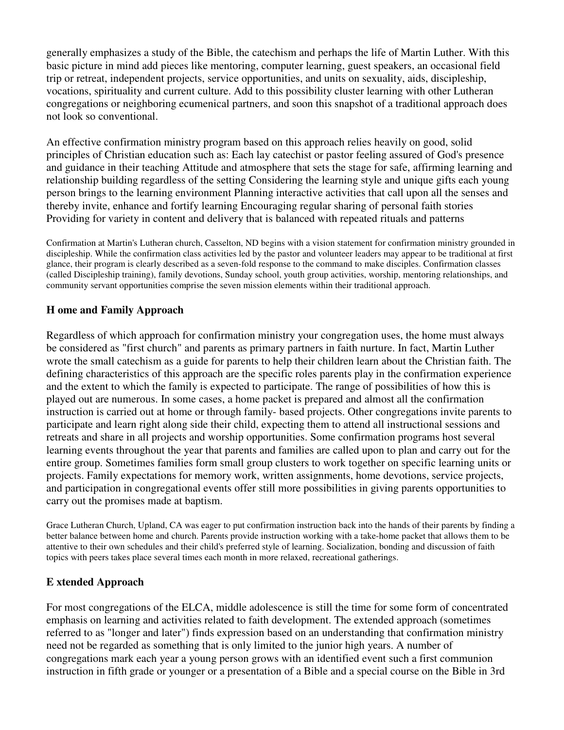generally emphasizes a study of the Bible, the catechism and perhaps the life of Martin Luther. With this basic picture in mind add pieces like mentoring, computer learning, guest speakers, an occasional field trip or retreat, independent projects, service opportunities, and units on sexuality, aids, discipleship, vocations, spirituality and current culture. Add to this possibility cluster learning with other Lutheran congregations or neighboring ecumenical partners, and soon this snapshot of a traditional approach does not look so conventional.

An effective confirmation ministry program based on this approach relies heavily on good, solid principles of Christian education such as: Each lay catechist or pastor feeling assured of God's presence and guidance in their teaching Attitude and atmosphere that sets the stage for safe, affirming learning and relationship building regardless of the setting Considering the learning style and unique gifts each young person brings to the learning environment Planning interactive activities that call upon all the senses and thereby invite, enhance and fortify learning Encouraging regular sharing of personal faith stories Providing for variety in content and delivery that is balanced with repeated rituals and patterns

Confirmation at Martin's Lutheran church, Casselton, ND begins with a vision statement for confirmation ministry grounded in discipleship. While the confirmation class activities led by the pastor and volunteer leaders may appear to be traditional at first glance, their program is clearly described as a seven-fold response to the command to make disciples. Confirmation classes (called Discipleship training), family devotions, Sunday school, youth group activities, worship, mentoring relationships, and community servant opportunities comprise the seven mission elements within their traditional approach.

### H ome and Family Approach

Regardless of which approach for confirmation ministry your congregation uses, the home must always be considered as "first church" and parents as primary partners in faith nurture. In fact, Martin Luther wrote the small catechism as a guide for parents to help their children learn about the Christian faith. The defining characteristics of this approach are the specific roles parents play in the confirmation experience and the extent to which the family is expected to participate. The range of possibilities of how this is played out are numerous. In some cases, a home packet is prepared and almost all the confirmation instruction is carried out at home or through family- based projects. Other congregations invite parents to participate and learn right along side their child, expecting them to attend all instructional sessions and retreats and share in all projects and worship opportunities. Some confirmation programs host several learning events throughout the year that parents and families are called upon to plan and carry out for the entire group. Sometimes families form small group clusters to work together on specific learning units or projects. Family expectations for memory work, written assignments, home devotions, service projects, and participation in congregational events offer still more possibilities in giving parents opportunities to carry out the promises made at baptism.

Grace Lutheran Church, Upland, CA was eager to put confirmation instruction back into the hands of their parents by finding a better balance between home and church. Parents provide instruction working with a take-home packet that allows them to be attentive to their own schedules and their child's preferred style of learning. Socialization, bonding and discussion of faith topics with peers takes place several times each month in more relaxed, recreational gatherings.

### E xtended Approach

For most congregations of the ELCA, middle adolescence is still the time for some form of concentrated emphasis on learning and activities related to faith development. The extended approach (sometimes referred to as "longer and later") finds expression based on an understanding that confirmation ministry need not be regarded as something that is only limited to the junior high years. A number of congregations mark each year a young person grows with an identified event such a first communion instruction in fifth grade or younger or a presentation of a Bible and a special course on the Bible in 3rd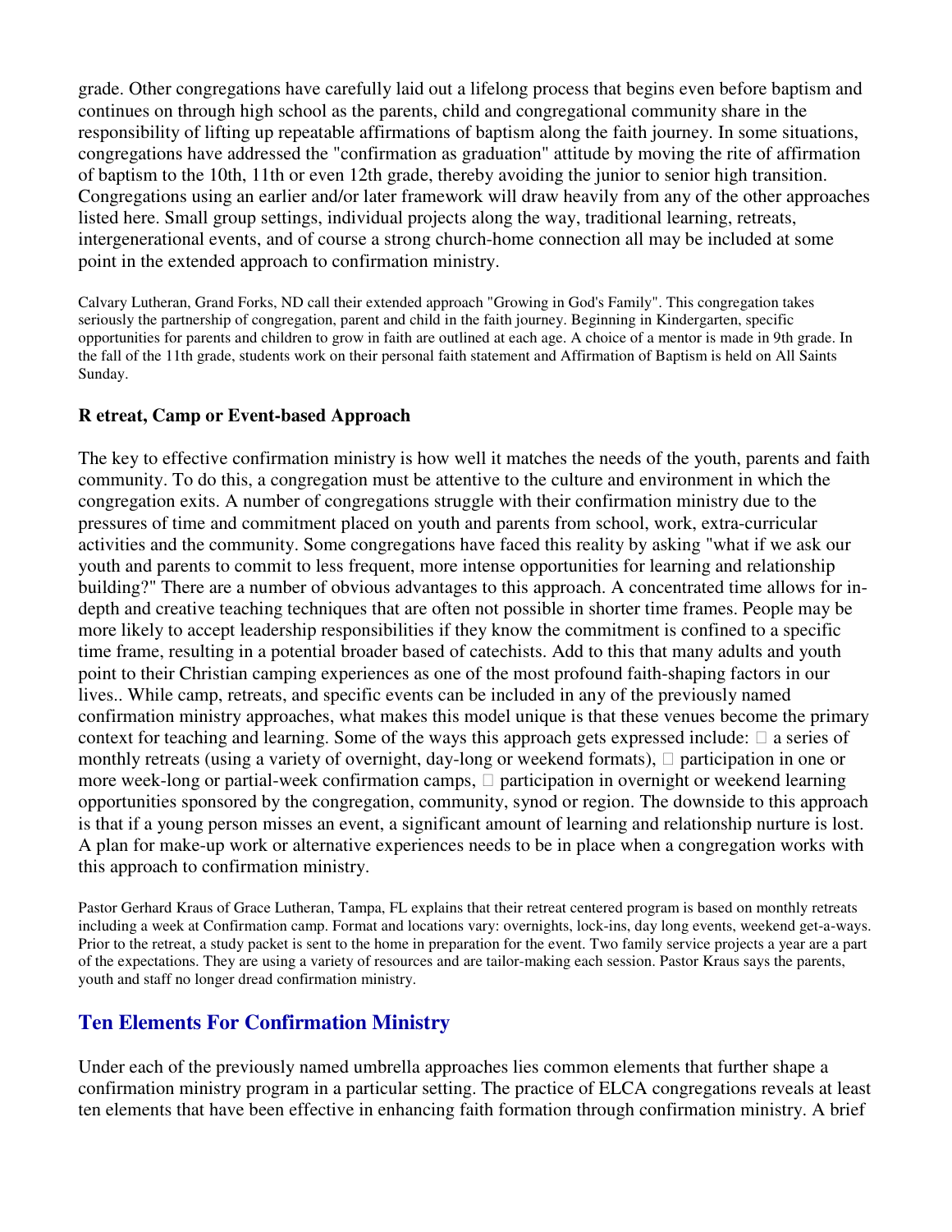grade. Other congregations have carefully laid out a lifelong process that begins even before baptism and continues on through high school as the parents, child and congregational community share in the responsibility of lifting up repeatable affirmations of baptism along the faith journey. In some situations, congregations have addressed the "confirmation as graduation" attitude by moving the rite of affirmation of baptism to the 10th, 11th or even 12th grade, thereby avoiding the junior to senior high transition. Congregations using an earlier and/or later framework will draw heavily from any of the other approaches listed here. Small group settings, individual projects along the way, traditional learning, retreats, intergenerational events, and of course a strong church-home connection all may be included at some point in the extended approach to confirmation ministry.

Calvary Lutheran, Grand Forks, ND call their extended approach "Growing in God's Family". This congregation takes seriously the partnership of congregation, parent and child in the faith journey. Beginning in Kindergarten, specific opportunities for parents and children to grow in faith are outlined at each age. A choice of a mentor is made in 9th grade. In the fall of the 11th grade, students work on their personal faith statement and Affirmation of Baptism is held on All Saints Sunday.

### R etreat, Camp or Event-based Approach

The key to effective confirmation ministry is how well it matches the needs of the youth, parents and faith community. To do this, a congregation must be attentive to the culture and environment in which the congregation exits. A number of congregations struggle with their confirmation ministry due to the pressures of time and commitment placed on youth and parents from school, work, extra-curricular activities and the community. Some congregations have faced this reality by asking "what if we ask our youth and parents to commit to less frequent, more intense opportunities for learning and relationship building?" There are a number of obvious advantages to this approach. A concentrated time allows for in-depth and creative teaching techniques that are often not possible in shorter time frames. People may be more likely to accept leadership responsibilities if they know the commitment is confined to a specific time frame, resulting in a potential broader based of catechists. Add to this that many adults and youth point to their Christian camping experiences as one of the most profound faith-shaping factors in our lives.. While camp, retreats, and specific events can be included in any of the previously named confirmation ministry approaches, what makes this model unique is that these venues become the primary context for teaching and learning. Some of the ways this approach gets expressed include:  a series of monthly retreats (using a variety of overnight, day-long or weekend formats),  participation in one or more week-long or partial-week confirmation camps,  participation in overnight or weekend learning opportunities sponsored by the congregation, community, synod or region. The downside to this approach is that if a young person misses an event, a significant amount of learning and relationship nurture is lost. A plan for make-up work or alternative experiences needs to be in place when a congregation works with this approach to confirmation ministry.

Pastor Gerhard Kraus of Grace Lutheran, Tampa, FL explains that their retreat centered program is based on monthly retreats including a week at Confirmation camp. Format and locations vary: overnights, lock-ins, day long events, weekend get-a-ways. Prior to the retreat, a study packet is sent to the home in preparation for the event. Two family service projects a year are a part of the expectations. They are using a variety of resources and are tailor-making each session. Pastor Kraus says the parents, youth and staff no longer dread confirmation ministry.

## Ten Elements For Confirmation Ministry

Under each of the previously named umbrella approaches lies common elements that further shape a confirmation ministry program in a particular setting. The practice of ELCA congregations reveals at least ten elements that have been effective in enhancing faith formation through confirmation ministry. A brief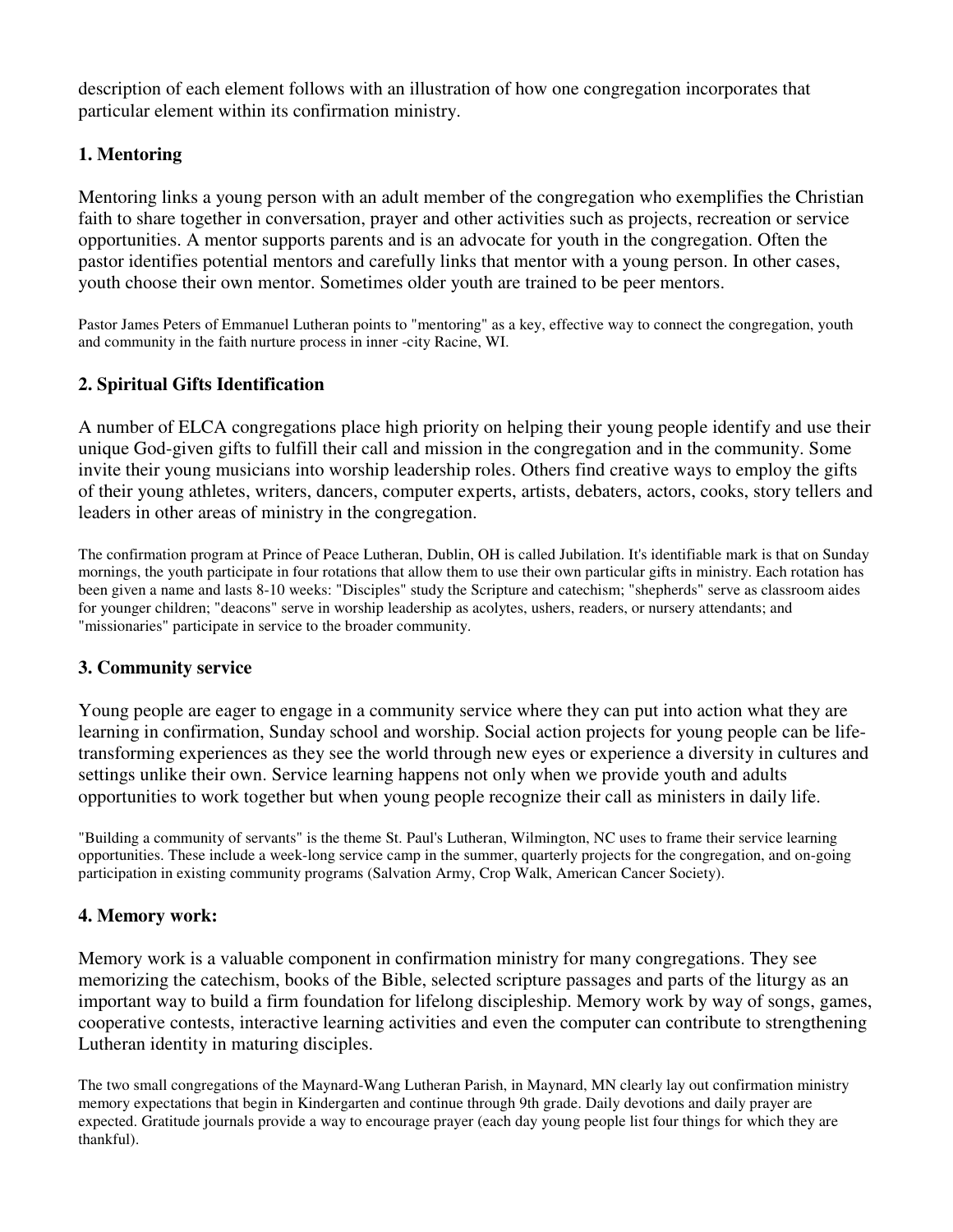description of each element follows with an illustration of how one congregation incorporates that particular element within its confirmation ministry.

### 1. Mentoring

Mentoring links a young person with an adult member of the congregation who exemplifies the Christian faith to share together in conversation, prayer and other activities such as projects, recreation or service opportunities. A mentor supports parents and is an advocate for youth in the congregation. Often the pastor identifies potential mentors and carefully links that mentor with a young person. In other cases, youth choose their own mentor. Sometimes older youth are trained to be peer mentors.

Pastor James Peters of Emmanuel Lutheran points to "mentoring" as a key, effective way to connect the congregation, youth and community in the faith nurture process in inner -city Racine, WI.

### 2. Spiritual Gifts Identification

A number of ELCA congregations place high priority on helping their young people identify and use their unique God-given gifts to fulfill their call and mission in the congregation and in the community. Some invite their young musicians into worship leadership roles. Others find creative ways to employ the gifts of their young athletes, writers, dancers, computer experts, artists, debaters, actors, cooks, story tellers and leaders in other areas of ministry in the congregation.

The confirmation program at Prince of Peace Lutheran, Dublin, OH is called Jubilation. It's identifiable mark is that on Sunday mornings, the youth participate in four rotations that allow them to use their own particular gifts in ministry. Each rotation has been given a name and lasts 8-10 weeks: "Disciples" study the Scripture and catechism; "shepherds" serve as classroom aides for younger children; "deacons" serve in worship leadership as acolytes, ushers, readers, or nursery attendants; and "missionaries" participate in service to the broader community.

### 3. Community service

Young people are eager to engage in a community service where they can put into action what they are learning in confirmation, Sunday school and worship. Social action projects for young people can be life-transforming experiences as they see the world through new eyes or experience a diversity in cultures and settings unlike their own. Service learning happens not only when we provide youth and adults opportunities to work together but when young people recognize their call as ministers in daily life.

"Building a community of servants" is the theme St. Paul's Lutheran, Wilmington, NC uses to frame their service learning opportunities. These include a week-long service camp in the summer, quarterly projects for the congregation, and on-going participation in existing community programs (Salvation Army, Crop Walk, American Cancer Society).

### 4. Memory work:

Memory work is a valuable component in confirmation ministry for many congregations. They see memorizing the catechism, books of the Bible, selected scripture passages and parts of the liturgy as an important way to build a firm foundation for lifelong discipleship. Memory work by way of songs, games, cooperative contests, interactive learning activities and even the computer can contribute to strengthening Lutheran identity in maturing disciples.

The two small congregations of the Maynard-Wang Lutheran Parish, in Maynard, MN clearly lay out confirmation ministry memory expectations that begin in Kindergarten and continue through 9th grade. Daily devotions and daily prayer are expected. Gratitude journals provide a way to encourage prayer (each day young people list four things for which they are thankful).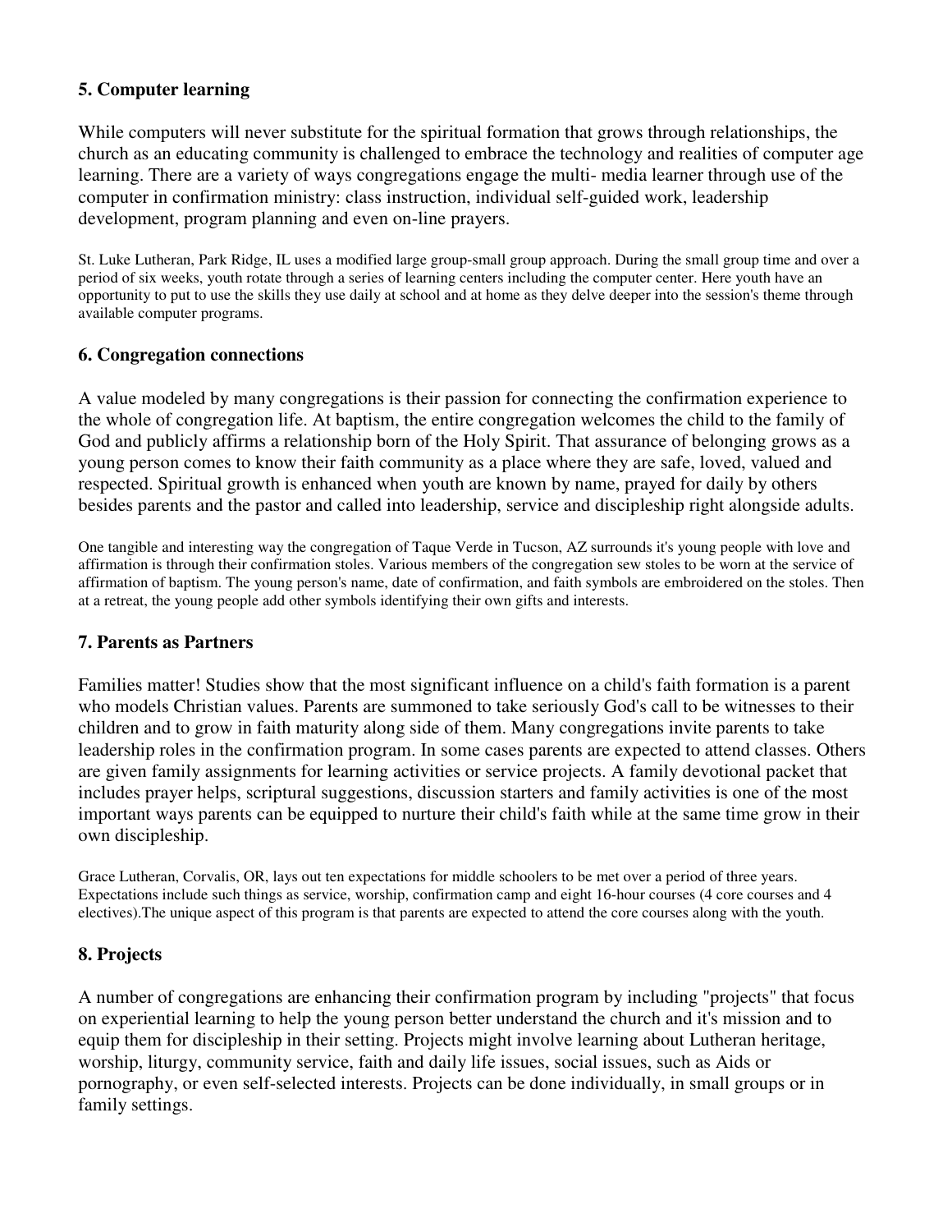### 5. Computer learning

While computers will never substitute for the spiritual formation that grows through relationships, the church as an educating community is challenged to embrace the technology and realities of computer age learning. There are a variety of ways congregations engage the multi- media learner through use of the computer in confirmation ministry: class instruction, individual self-guided work, leadership development, program planning and even on-line prayers.

St. Luke Lutheran, Park Ridge, IL uses a modified large group-small group approach. During the small group time and over a period of six weeks, youth rotate through a series of learning centers including the computer center. Here youth have an opportunity to put to use the skills they use daily at school and at home as they delve deeper into the session's theme through available computer programs.

### 6. Congregation connections

A value modeled by many congregations is their passion for connecting the confirmation experience to the whole of congregation life. At baptism, the entire congregation welcomes the child to the family of God and publicly affirms a relationship born of the Holy Spirit. That assurance of belonging grows as a young person comes to know their faith community as a place where they are safe, loved, valued and respected. Spiritual growth is enhanced when youth are known by name, prayed for daily by others besides parents and the pastor and called into leadership, service and discipleship right alongside adults.

One tangible and interesting way the congregation of Taque Verde in Tucson, AZ surrounds it's young people with love and affirmation is through their confirmation stoles. Various members of the congregation sew stoles to be worn at the service of affirmation of baptism. The young person's name, date of confirmation, and faith symbols are embroidered on the stoles. Then at a retreat, the young people add other symbols identifying their own gifts and interests.

### 7. Parents as Partners

Families matter! Studies show that the most significant influence on a child's faith formation is a parent who models Christian values. Parents are summoned to take seriously God's call to be witnesses to their children and to grow in faith maturity along side of them. Many congregations invite parents to take leadership roles in the confirmation program. In some cases parents are expected to attend classes. Others are given family assignments for learning activities or service projects. A family devotional packet that includes prayer helps, scriptural suggestions, discussion starters and family activities is one of the most important ways parents can be equipped to nurture their child's faith while at the same time grow in their own discipleship.

Grace Lutheran, Corvalis, OR, lays out ten expectations for middle schoolers to be met over a period of three years. Expectations include such things as service, worship, confirmation camp and eight 16-hour courses (4 core courses and 4 electives).The unique aspect of this program is that parents are expected to attend the core courses along with the youth.

### 8. Projects

A number of congregations are enhancing their confirmation program by including "projects" that focus on experiential learning to help the young person better understand the church and it's mission and to equip them for discipleship in their setting. Projects might involve learning about Lutheran heritage, worship, liturgy, community service, faith and daily life issues, social issues, such as Aids or pornography, or even self-selected interests. Projects can be done individually, in small groups or in family settings.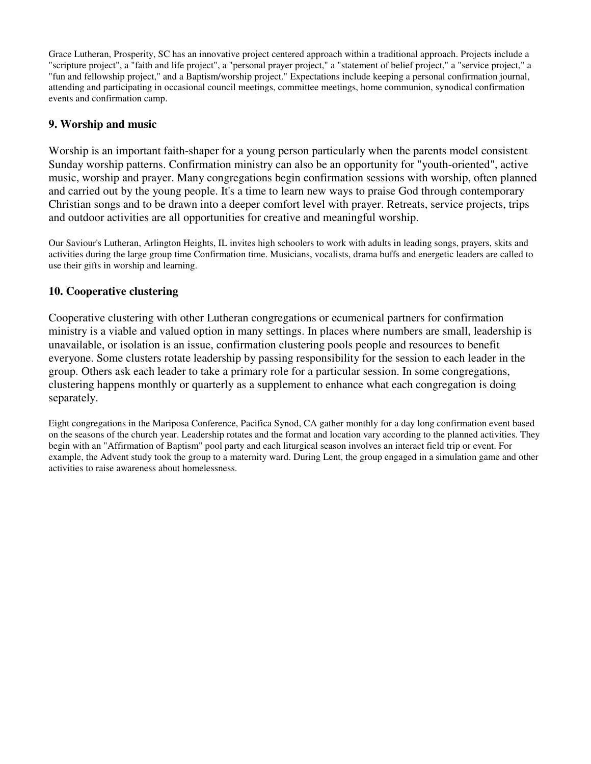Grace Lutheran, Prosperity, SC has an innovative project centered approach within a traditional approach. Projects include a "scripture project", a "faith and life project", a "personal prayer project," a "statement of belief project," a "service project," a "fun and fellowship project," and a Baptism/worship project." Expectations include keeping a personal confirmation journal, attending and participating in occasional council meetings, committee meetings, home communion, synodical confirmation events and confirmation camp.

### 9. Worship and music

Worship is an important faith-shaper for a young person particularly when the parents model consistent Sunday worship patterns. Confirmation ministry can also be an opportunity for "youth-oriented", active music, worship and prayer. Many congregations begin confirmation sessions with worship, often planned and carried out by the young people. It's a time to learn new ways to praise God through contemporary Christian songs and to be drawn into a deeper comfort level with prayer. Retreats, service projects, trips and outdoor activities are all opportunities for creative and meaningful worship.

Our Saviour's Lutheran, Arlington Heights, IL invites high schoolers to work with adults in leading songs, prayers, skits and activities during the large group time Confirmation time. Musicians, vocalists, drama buffs and energetic leaders are called to use their gifts in worship and learning.

### 10. Cooperative clustering

Cooperative clustering with other Lutheran congregations or ecumenical partners for confirmation ministry is a viable and valued option in many settings. In places where numbers are small, leadership is unavailable, or isolation is an issue, confirmation clustering pools people and resources to benefit everyone. Some clusters rotate leadership by passing responsibility for the session to each leader in the group. Others ask each leader to take a primary role for a particular session. In some congregations, clustering happens monthly or quarterly as a supplement to enhance what each congregation is doing separately.

Eight congregations in the Mariposa Conference, Pacifica Synod, CA gather monthly for a day long confirmation event based on the seasons of the church year. Leadership rotates and the format and location vary according to the planned activities. They begin with an "Affirmation of Baptism" pool party and each liturgical season involves an interact field trip or event. For example, the Advent study took the group to a maternity ward. During Lent, the group engaged in a simulation game and other activities to raise awareness about homelessness.